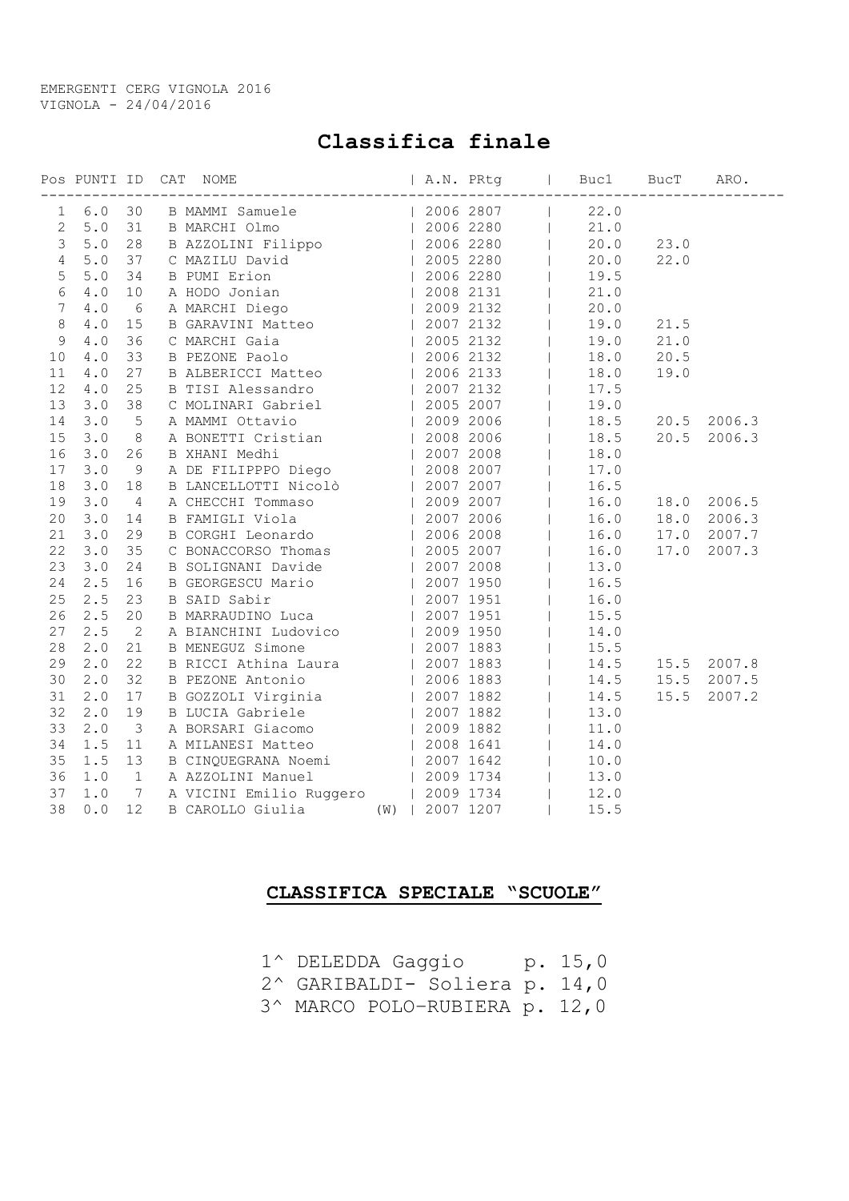EMERGENTI CERG VIGNOLA 2016
VIGNOLA - 24/04/2016

# Classifica finale

| Pos | PUNTI | ID | CAT | NOME | | A.N. | PRtg | Buc1 | BucT | ARO. |
|---|---|---|---|---|---|---|---|---|---|---|
| 1 | 6.0 | 30 | B | MAMMI Samuele | | 2006 | 2807 | 22.0 | | |
| 2 | 5.0 | 31 | B | MARCHI Olmo | | 2006 | 2280 | 21.0 | | |
| 3 | 5.0 | 28 | B | AZZOLINI Filippo | | 2006 | 2280 | 20.0 | 23.0 | |
| 4 | 5.0 | 37 | C | MAZILU David | | 2005 | 2280 | 20.0 | 22.0 | |
| 5 | 5.0 | 34 | B | PUMI Erion | | 2006 | 2280 | 19.5 | | |
| 6 | 4.0 | 10 | A | HODO Jonian | | 2008 | 2131 | 21.0 | | |
| 7 | 4.0 | 6 | A | MARCHI Diego | | 2009 | 2132 | 20.0 | | |
| 8 | 4.0 | 15 | B | GARAVINI Matteo | | 2007 | 2132 | 19.0 | 21.5 | |
| 9 | 4.0 | 36 | C | MARCHI Gaia | | 2005 | 2132 | 19.0 | 21.0 | |
| 10 | 4.0 | 33 | B | PEZONE Paolo | | 2006 | 2132 | 18.0 | 20.5 | |
| 11 | 4.0 | 27 | B | ALBERICCI Matteo | | 2006 | 2133 | 18.0 | 19.0 | |
| 12 | 4.0 | 25 | B | TISI Alessandro | | 2007 | 2132 | 17.5 | | |
| 13 | 3.0 | 38 | C | MOLINARI Gabriel | | 2005 | 2007 | 19.0 | | |
| 14 | 3.0 | 5 | A | MAMMI Ottavio | | 2009 | 2006 | 18.5 | 20.5 | 2006.3 |
| 15 | 3.0 | 8 | A | BONETTI Cristian | | 2008 | 2006 | 18.5 | 20.5 | 2006.3 |
| 16 | 3.0 | 26 | B | XHANI Medhi | | 2007 | 2008 | 18.0 | | |
| 17 | 3.0 | 9 | A | DE FILIPPPO Diego | | 2008 | 2007 | 17.0 | | |
| 18 | 3.0 | 18 | B | LANCELLOTTI Nicolò | | 2007 | 2007 | 16.5 | | |
| 19 | 3.0 | 4 | A | CHECCHI Tommaso | | 2009 | 2007 | 16.0 | 18.0 | 2006.5 |
| 20 | 3.0 | 14 | B | FAMIGLI Viola | | 2007 | 2006 | 16.0 | 18.0 | 2006.3 |
| 21 | 3.0 | 29 | B | CORGHI Leonardo | | 2006 | 2008 | 16.0 | 17.0 | 2007.7 |
| 22 | 3.0 | 35 | C | BONACCORSO Thomas | | 2005 | 2007 | 16.0 | 17.0 | 2007.3 |
| 23 | 3.0 | 24 | B | SOLIGNANI Davide | | 2007 | 2008 | 13.0 | | |
| 24 | 2.5 | 16 | B | GEORGESCU Mario | | 2007 | 1950 | 16.5 | | |
| 25 | 2.5 | 23 | B | SAID Sabir | | 2007 | 1951 | 16.0 | | |
| 26 | 2.5 | 20 | B | MARRAUDINO Luca | | 2007 | 1951 | 15.5 | | |
| 27 | 2.5 | 2 | A | BIANCHINI Ludovico | | 2009 | 1950 | 14.0 | | |
| 28 | 2.0 | 21 | B | MENEGUZ Simone | | 2007 | 1883 | 15.5 | | |
| 29 | 2.0 | 22 | B | RICCI Athina Laura | | 2007 | 1883 | 14.5 | 15.5 | 2007.8 |
| 30 | 2.0 | 32 | B | PEZONE Antonio | | 2006 | 1883 | 14.5 | 15.5 | 2007.5 |
| 31 | 2.0 | 17 | B | GOZZOLI Virginia | | 2007 | 1882 | 14.5 | 15.5 | 2007.2 |
| 32 | 2.0 | 19 | B | LUCIA Gabriele | | 2007 | 1882 | 13.0 | | |
| 33 | 2.0 | 3 | A | BORSARI Giacomo | | 2009 | 1882 | 11.0 | | |
| 34 | 1.5 | 11 | A | MILANESI Matteo | | 2008 | 1641 | 14.0 | | |
| 35 | 1.5 | 13 | B | CINQUEGRANA Noemi | | 2007 | 1642 | 10.0 | | |
| 36 | 1.0 | 1 | A | AZZOLINI Manuel | | 2009 | 1734 | 13.0 | | |
| 37 | 1.0 | 7 | A | VICINI Emilio Ruggero | | 2009 | 1734 | 12.0 | | |
| 38 | 0.0 | 12 | B | CAROLLO Giulia | (W) | 2007 | 1207 | 15.5 | | |

## CLASSIFICA SPECIALE "SCUOLE"

1^ DELEDDA Gaggio p. 15,0
2^ GARIBALDI- Soliera p. 14,0
3^ MARCO POLO-RUBIERA p. 12,0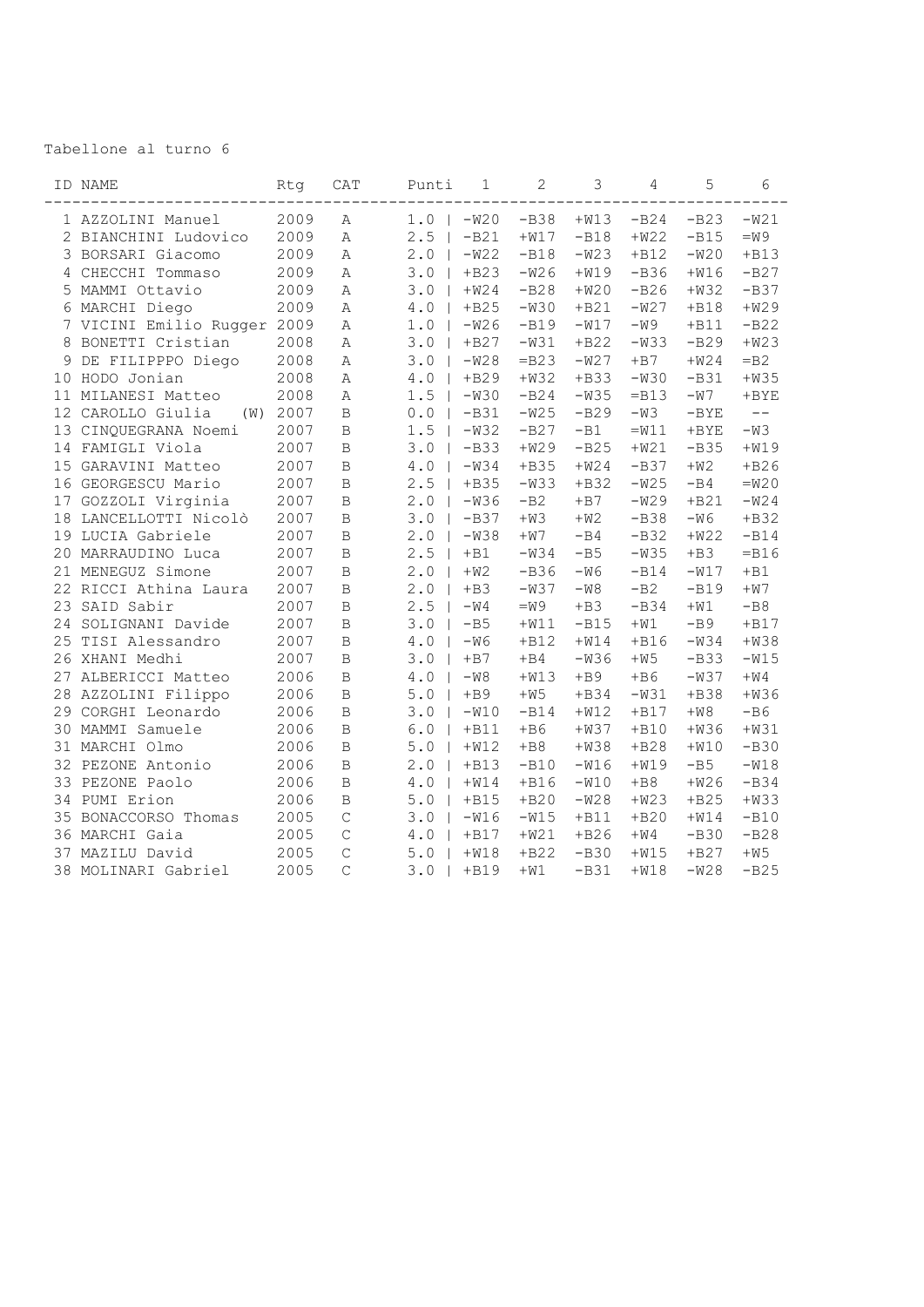Tabellone al turno 6

| ID | NAME | Rtg | CAT | Punti | 1 | 2 | 3 | 4 | 5 | 6 |
|---|---|---|---|---|---|---|---|---|---|---|
| 1 | AZZOLINI Manuel | 2009 | A | 1.0 | -W20 | -B38 | +W13 | -B24 | -B23 | -W21 |
| 2 | BIANCHINI Ludovico | 2009 | A | 2.5 | -B21 | +W17 | -B18 | +W22 | -B15 | =W9 |
| 3 | BORSARI Giacomo | 2009 | A | 2.0 | -W22 | -B18 | -W23 | +B12 | -W20 | +B13 |
| 4 | CHECCHI Tommaso | 2009 | A | 3.0 | +B23 | -W26 | +W19 | -B36 | +W16 | -B27 |
| 5 | MAMMI Ottavio | 2009 | A | 3.0 | +W24 | -B28 | +W20 | -B26 | +W32 | -B37 |
| 6 | MARCHI Diego | 2009 | A | 4.0 | +B25 | -W30 | +B21 | -W27 | +B18 | +W29 |
| 7 | VICINI Emilio Rugger | 2009 | A | 1.0 | -W26 | -B19 | -W17 | -W9 | +B11 | -B22 |
| 8 | BONETTI Cristian | 2008 | A | 3.0 | +B27 | -W31 | +B22 | -W33 | -B29 | +W23 |
| 9 | DE FILIPPPO Diego | 2008 | A | 3.0 | -W28 | =B23 | -W27 | +B7 | +W24 | =B2 |
| 10 | HODO Jonian | 2008 | A | 4.0 | +B29 | +W32 | +B33 | -W30 | -B31 | +W35 |
| 11 | MILANESI Matteo | 2008 | A | 1.5 | -W30 | -B24 | -W35 | =B13 | -W7 | +BYE |
| 12 | CAROLLO Giulia (W) | 2007 | B | 0.0 | -B31 | -W25 | -B29 | -W3 | -BYE | -- |
| 13 | CINQUEGRANA Noemi | 2007 | B | 1.5 | -W32 | -B27 | -B1 | =W11 | +BYE | -W3 |
| 14 | FAMIGLI Viola | 2007 | B | 3.0 | -B33 | +W29 | -B25 | +W21 | -B35 | +W19 |
| 15 | GARAVINI Matteo | 2007 | B | 4.0 | -W34 | +B35 | +W24 | -B37 | +W2 | +B26 |
| 16 | GEORGESCU Mario | 2007 | B | 2.5 | +B35 | -W33 | +B32 | -W25 | -B4 | =W20 |
| 17 | GOZZOLI Virginia | 2007 | B | 2.0 | -W36 | -B2 | +B7 | -W29 | +B21 | -W24 |
| 18 | LANCELLOTTI Nicolò | 2007 | B | 3.0 | -B37 | +W3 | +W2 | -B38 | -W6 | +B32 |
| 19 | LUCIA Gabriele | 2007 | B | 2.0 | -W38 | +W7 | -B4 | -B32 | +W22 | -B14 |
| 20 | MARRAUDINO Luca | 2007 | B | 2.5 | +B1 | -W34 | -B5 | -W35 | +B3 | =B16 |
| 21 | MENEGUZ Simone | 2007 | B | 2.0 | +W2 | -B36 | -W6 | -B14 | -W17 | +B1 |
| 22 | RICCI Athina Laura | 2007 | B | 2.0 | +B3 | -W37 | -W8 | -B2 | -B19 | +W7 |
| 23 | SAID Sabir | 2007 | B | 2.5 | -W4 | =W9 | +B3 | -B34 | +W1 | -B8 |
| 24 | SOLIGNANI Davide | 2007 | B | 3.0 | -B5 | +W11 | -B15 | +W1 | -B9 | +B17 |
| 25 | TISI Alessandro | 2007 | B | 4.0 | -W6 | +B12 | +W14 | +B16 | -W34 | +W38 |
| 26 | XHANI Medhi | 2007 | B | 3.0 | +B7 | +B4 | -W36 | +W5 | -B33 | -W15 |
| 27 | ALBERICCI Matteo | 2006 | B | 4.0 | -W8 | +W13 | +B9 | +B6 | -W37 | +W4 |
| 28 | AZZOLINI Filippo | 2006 | B | 5.0 | +B9 | +W5 | +B34 | -W31 | +B38 | +W36 |
| 29 | CORGHI Leonardo | 2006 | B | 3.0 | -W10 | -B14 | +W12 | +B17 | +W8 | -B6 |
| 30 | MAMMI Samuele | 2006 | B | 6.0 | +B11 | +B6 | +W37 | +B10 | +W36 | +W31 |
| 31 | MARCHI Olmo | 2006 | B | 5.0 | +W12 | +B8 | +W38 | +B28 | +W10 | -B30 |
| 32 | PEZONE Antonio | 2006 | B | 2.0 | +B13 | -B10 | -W16 | +W19 | -B5 | -W18 |
| 33 | PEZONE Paolo | 2006 | B | 4.0 | +W14 | +B16 | -W10 | +B8 | +W26 | -B34 |
| 34 | PUMI Erion | 2006 | B | 5.0 | +B15 | +B20 | -W28 | +W23 | +B25 | +W33 |
| 35 | BONACCORSO Thomas | 2005 | C | 3.0 | -W16 | -W15 | +B11 | +B20 | +W14 | -B10 |
| 36 | MARCHI Gaia | 2005 | C | 4.0 | +B17 | +W21 | +B26 | +W4 | -B30 | -B28 |
| 37 | MAZILU David | 2005 | C | 5.0 | +W18 | +B22 | -B30 | +W15 | +B27 | +W5 |
| 38 | MOLINARI Gabriel | 2005 | C | 3.0 | +B19 | +W1 | -B31 | +W18 | -W28 | -B25 |